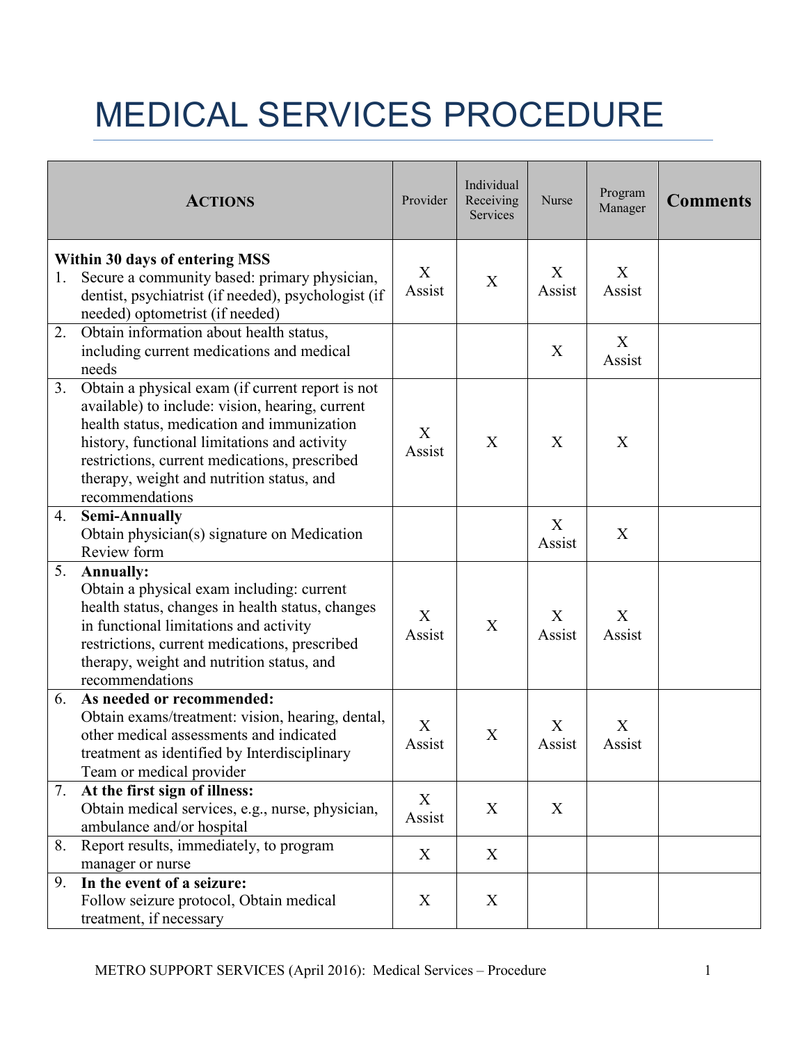# MEDICAL SERVICES PROCEDURE

| **ACTIONS** | Provider | Individual Receiving Services | Nurse | Program Manager | **Comments** |
|---|---|---|---|---|---|
| **Within 30 days of entering MSS**<br>1. Secure a community based: primary physician, dentist, psychiatrist (if needed), psychologist (if needed) optometrist (if needed) | X Assist | X | X Assist | X Assist | |
| 2. Obtain information about health status, including current medications and medical needs | | | X | X Assist | |
| 3. Obtain a physical exam (if current report is not available) to include: vision, hearing, current health status, medication and immunization history, functional limitations and activity restrictions, current medications, prescribed therapy, weight and nutrition status, and recommendations | X Assist | X | X | X | |
| 4. **Semi-Annually**<br>Obtain physician(s) signature on Medication Review form | | | X Assist | X | |
| 5. **Annually:**<br>Obtain a physical exam including: current health status, changes in health status, changes in functional limitations and activity restrictions, current medications, prescribed therapy, weight and nutrition status, and recommendations | X Assist | X | X Assist | X Assist | |
| 6. **As needed or recommended:**<br>Obtain exams/treatment: vision, hearing, dental, other medical assessments and indicated treatment as identified by Interdisciplinary Team or medical provider | X Assist | X | X Assist | X Assist | |
| 7. **At the first sign of illness:**<br>Obtain medical services, e.g., nurse, physician, ambulance and/or hospital | X Assist | X | X | | |
| 8. Report results, immediately, to program manager or nurse | X | X | | | |
| 9. **In the event of a seizure:**<br>Follow seizure protocol, Obtain medical treatment, if necessary | X | X | | | |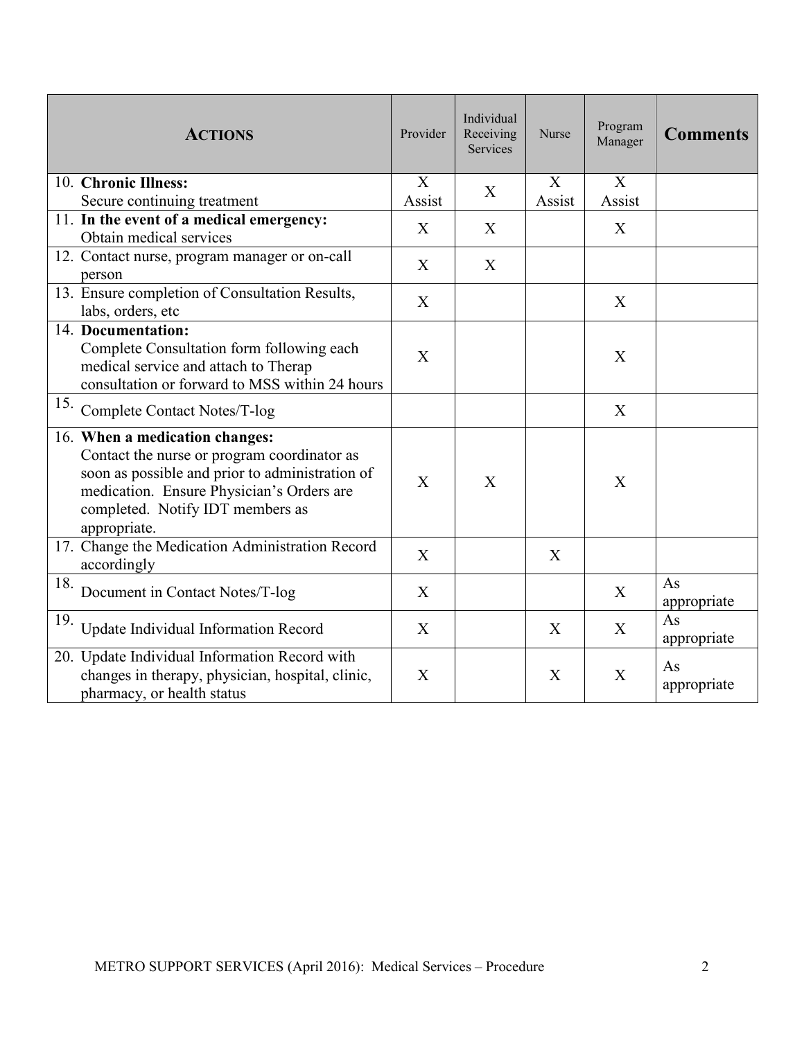| **ACTIONS** | Provider | Individual Receiving Services | Nurse | Program Manager | **Comments** |
|---|---|---|---|---|---|
| 10. **Chronic Illness:** Secure continuing treatment | X Assist | X | X Assist | X Assist | |
| 11. **In the event of a medical emergency:** Obtain medical services | X | X | | X | |
| 12. Contact nurse, program manager or on-call person | X | X | | | |
| 13. Ensure completion of Consultation Results, labs, orders, etc | X | | | X | |
| 14. **Documentation:** Complete Consultation form following each medical service and attach to Therap consultation or forward to MSS within 24 hours | X | | | X | |
| 15. Complete Contact Notes/T-log | | | | X | |
| 16. **When a medication changes:** Contact the nurse or program coordinator as soon as possible and prior to administration of medication. Ensure Physician's Orders are completed. Notify IDT members as appropriate. | X | X | | X | |
| 17. Change the Medication Administration Record accordingly | X | | X | | |
| 18. Document in Contact Notes/T-log | X | | | X | As appropriate |
| 19. Update Individual Information Record | X | | X | X | As appropriate |
| 20. Update Individual Information Record with changes in therapy, physician, hospital, clinic, pharmacy, or health status | X | | X | X | As appropriate |